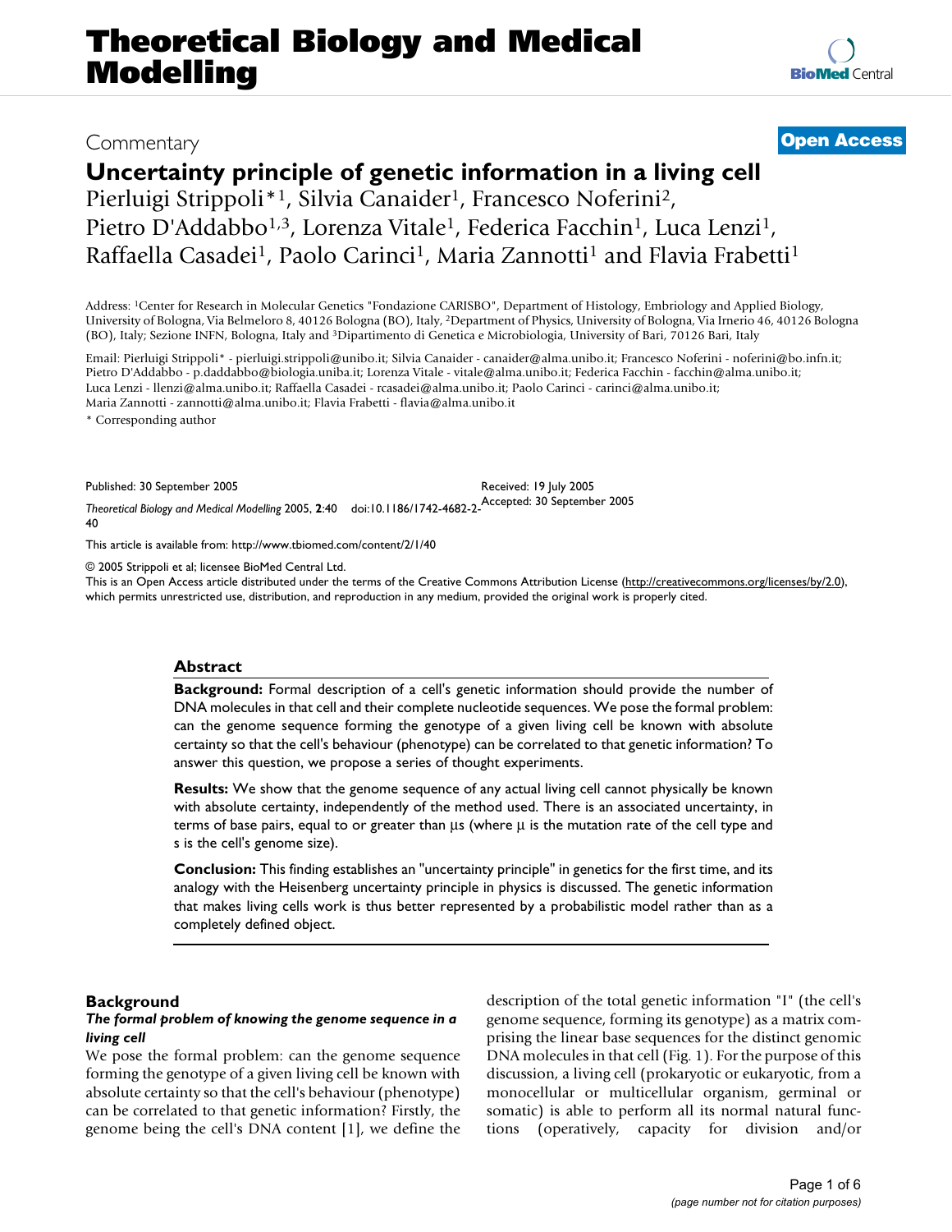# Theoretical Biology and Medical Modelling

Commentary

**Open Access**

# Uncertainty principle of genetic information in a living cell

Pierluigi Strippoli*[1], Silvia Canaider[1], Francesco Noferini[2], Pietro D'Addabbo[1,3], Lorenza Vitale[1], Federica Facchin[1], Luca Lenzi[1], Raffaella Casadei[1], Paolo Carinci[1], Maria Zannotti[1] and Flavia Frabetti[1]

Address: [1]Center for Research in Molecular Genetics "Fondazione CARISBO", Department of Histology, Embriology and Applied Biology, University of Bologna, Via Belmeloro 8, 40126 Bologna (BO), Italy, [2]Department of Physics, University of Bologna, Via Irnerio 46, 40126 Bologna (BO), Italy; Sezione INFN, Bologna, Italy and [3]Dipartimento di Genetica e Microbiologia, University of Bari, 70126 Bari, Italy

Email: Pierluigi Strippoli* - pierluigi.strippoli@unibo.it; Silvia Canaider - canaider@alma.unibo.it; Francesco Noferini - noferini@bo.infn.it; Pietro D'Addabbo - p.daddabbo@biologia.uniba.it; Lorenza Vitale - vitale@alma.unibo.it; Federica Facchin - facchin@alma.unibo.it; Luca Lenzi - llenzi@alma.unibo.it; Raffaella Casadei - rcasadei@alma.unibo.it; Paolo Carinci - carinci@alma.unibo.it; Maria Zannotti - zannotti@alma.unibo.it; Flavia Frabetti - flavia@alma.unibo.it

* Corresponding author

Published: 30 September 2005

Received: 19 July 2005

Accepted: 30 September 2005

*Theoretical Biology and Medical Modelling* 2005, **2**:40 doi:10.1186/1742-4682-2-40

This article is available from: http://www.tbiomed.com/content/2/1/40

© 2005 Strippoli et al; licensee BioMed Central Ltd.

This is an Open Access article distributed under the terms of the Creative Commons Attribution License (http://creativecommons.org/licenses/by/2.0), which permits unrestricted use, distribution, and reproduction in any medium, provided the original work is properly cited.

## Abstract

**Background:** Formal description of a cell's genetic information should provide the number of DNA molecules in that cell and their complete nucleotide sequences. We pose the formal problem: can the genome sequence forming the genotype of a given living cell be known with absolute certainty so that the cell's behaviour (phenotype) can be correlated to that genetic information? To answer this question, we propose a series of thought experiments.

**Results:** We show that the genome sequence of any actual living cell cannot physically be known with absolute certainty, independently of the method used. There is an associated uncertainty, in terms of base pairs, equal to or greater than $\mu s$ (where $\mu$ is the mutation rate of the cell type and s is the cell's genome size).

**Conclusion:** This finding establishes an "uncertainty principle" in genetics for the first time, and its analogy with the Heisenberg uncertainty principle in physics is discussed. The genetic information that makes living cells work is thus better represented by a probabilistic model rather than as a completely defined object.

## Background

### *The formal problem of knowing the genome sequence in a living cell*

We pose the formal problem: can the genome sequence forming the genotype of a given living cell be known with absolute certainty so that the cell's behaviour (phenotype) can be correlated to that genetic information? Firstly, the genome being the cell's DNA content [1], we define the description of the total genetic information "I" (the cell's genome sequence, forming its genotype) as a matrix comprising the linear base sequences for the distinct genomic DNA molecules in that cell (Fig. 1). For the purpose of this discussion, a living cell (prokaryotic or eukaryotic, from a monocellular or multicellular organism, germinal or somatic) is able to perform all its normal natural functions (operatively, capacity for division and/or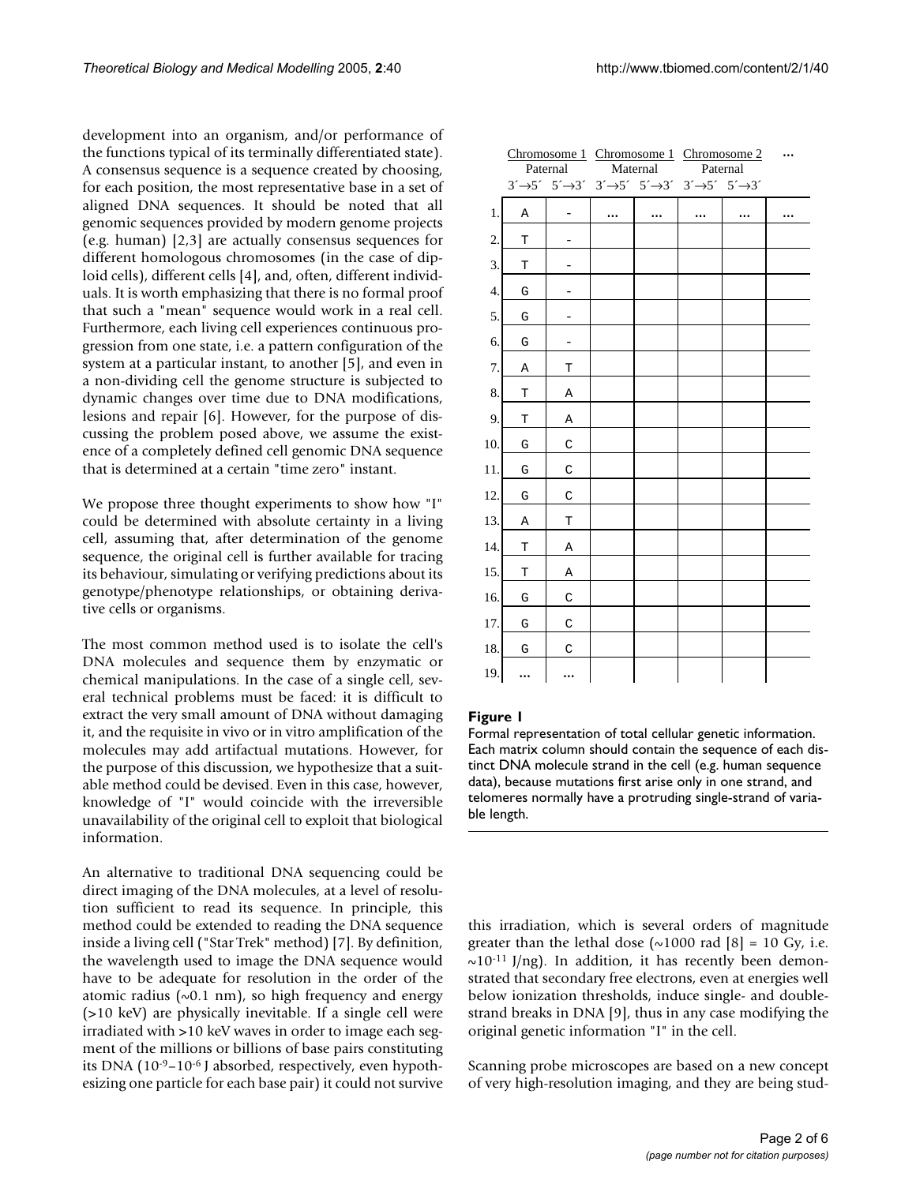development into an organism, and/or performance of the functions typical of its terminally differentiated state). A consensus sequence is a sequence created by choosing, for each position, the most representative base in a set of aligned DNA sequences. It should be noted that all genomic sequences provided by modern genome projects (e.g. human) [2,3] are actually consensus sequences for different homologous chromosomes (in the case of diploid cells), different cells [4], and, often, different individuals. It is worth emphasizing that there is no formal proof that such a "mean" sequence would work in a real cell. Furthermore, each living cell experiences continuous progression from one state, i.e. a pattern configuration of the system at a particular instant, to another [5], and even in a non-dividing cell the genome structure is subjected to dynamic changes over time due to DNA modifications, lesions and repair [6]. However, for the purpose of discussing the problem posed above, we assume the existence of a completely defined cell genomic DNA sequence that is determined at a certain "time zero" instant.

We propose three thought experiments to show how "I" could be determined with absolute certainty in a living cell, assuming that, after determination of the genome sequence, the original cell is further available for tracing its behaviour, simulating or verifying predictions about its genotype/phenotype relationships, or obtaining derivative cells or organisms.

The most common method used is to isolate the cell's DNA molecules and sequence them by enzymatic or chemical manipulations. In the case of a single cell, several technical problems must be faced: it is difficult to extract the very small amount of DNA without damaging it, and the requisite in vivo or in vitro amplification of the molecules may add artifactual mutations. However, for the purpose of this discussion, we hypothesize that a suitable method could be devised. Even in this case, however, knowledge of "I" would coincide with the irreversible unavailability of the original cell to exploit that biological information.

An alternative to traditional DNA sequencing could be direct imaging of the DNA molecules, at a level of resolution sufficient to read its sequence. In principle, this method could be extended to reading the DNA sequence inside a living cell ("Star Trek" method) [7]. By definition, the wavelength used to image the DNA sequence would have to be adequate for resolution in the order of the atomic radius (~0.1 nm), so high frequency and energy (>10 keV) are physically inevitable. If a single cell were irradiated with >10 keV waves in order to image each segment of the millions or billions of base pairs constituting its DNA ($10^{-9}$–$10^{-6}$ J absorbed, respectively, even hypothesizing one particle for each base pair) it could not survive this irradiation, which is several orders of magnitude greater than the lethal dose (~1000 rad [8] = 10 Gy, i.e. ~$10^{-11}$ J/ng). In addition, it has recently been demonstrated that secondary free electrons, even at energies well below ionization thresholds, induce single- and double-strand breaks in DNA [9], thus in any case modifying the original genetic information "I" in the cell.

Scanning probe microscopes are based on a new concept of very high-resolution imaging, and they are being stud-

| | Chromosome 1 Paternal | | Chromosome 1 Maternal | | Chromosome 2 Paternal | | ... |
|---|---|---|---|---|---|---|---|
| | 3′→5′ | 5′→3′ | 3′→5′ | 5′→3′ | 3′→5′ | 5′→3′ | |
| 1. | A | - | ... | ... | ... | ... | ... |
| 2. | T | - | | | | | |
| 3. | T | - | | | | | |
| 4. | G | - | | | | | |
| 5. | G | - | | | | | |
| 6. | G | - | | | | | |
| 7. | A | T | | | | | |
| 8. | T | A | | | | | |
| 9. | T | A | | | | | |
| 10. | G | C | | | | | |
| 11. | G | C | | | | | |
| 12. | G | C | | | | | |
| 13. | A | T | | | | | |
| 14. | T | A | | | | | |
| 15. | T | A | | | | | |
| 16. | G | C | | | | | |
| 17. | G | C | | | | | |
| 18. | G | C | | | | | |
| 19. | ... | ... | | | | | |

**Figure 1**

Formal representation of total cellular genetic information. Each matrix column should contain the sequence of each distinct DNA molecule strand in the cell (e.g. human sequence data), because mutations first arise only in one strand, and telomeres normally have a protruding single-strand of variable length.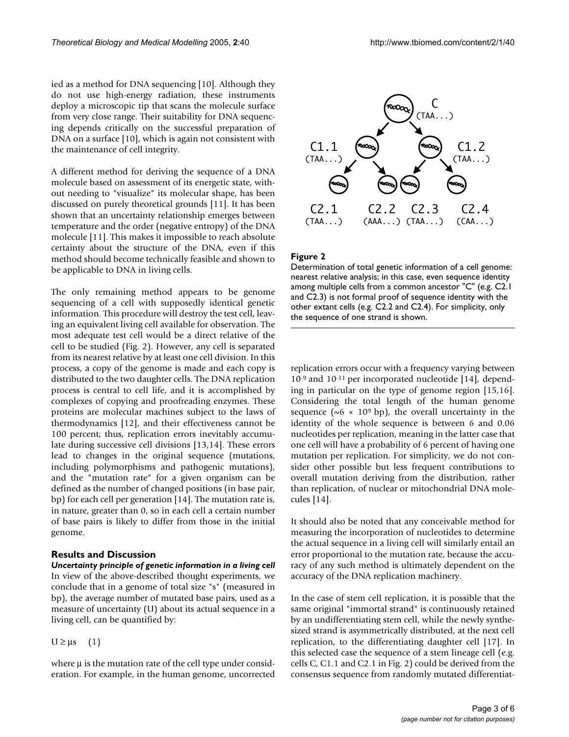ied as a method for DNA sequencing [10]. Although they do not use high-energy radiation, these instruments deploy a microscopic tip that scans the molecule surface from very close range. Their suitability for DNA sequencing depends critically on the successful preparation of DNA on a surface [10], which is again not consistent with the maintenance of cell integrity.

A different method for deriving the sequence of a DNA molecule based on assessment of its energetic state, without needing to "visualize" its molecular shape, has been discussed on purely theoretical grounds [11]. It has been shown that an uncertainty relationship emerges between temperature and the order (negative entropy) of the DNA molecule [11]. This makes it impossible to reach absolute certainty about the structure of the DNA, even if this method should become technically feasible and shown to be applicable to DNA in living cells.

The only remaining method appears to be genome sequencing of a cell with supposedly identical genetic information. This procedure will destroy the test cell, leaving an equivalent living cell available for observation. The most adequate test cell would be a direct relative of the cell to be studied (Fig. 2). However, any cell is separated from its nearest relative by at least one cell division. In this process, a copy of the genome is made and each copy is distributed to the two daughter cells. The DNA replication process is central to cell life, and it is accomplished by complexes of copying and proofreading enzymes. These proteins are molecular machines subject to the laws of thermodynamics [12], and their effectiveness cannot be 100 percent; thus, replication errors inevitably accumulate during successive cell divisions [13,14]. These errors lead to changes in the original sequence (mutations, including polymorphisms and pathogenic mutations), and the "mutation rate" for a given organism can be defined as the number of changed positions (in base pair, bp) for each cell per generation [14]. The mutation rate is, in nature, greater than 0, so in each cell a certain number of base pairs is likely to differ from those in the initial genome.

**Figure 2**

Determination of total genetic information of a cell genome: nearest relative analysis; in this case, even sequence identity among multiple cells from a common ancestor "C" (e.g. C2.1 and C2.3) is not formal proof of sequence identity with the other extant cells (e.g. C2.2 and C2.4). For simplicity, only the sequence of one strand is shown.

## Results and Discussion

### *Uncertainty principle of genetic information in a living cell*

In view of the above-described thought experiments, we conclude that in a genome of total size "s" (measured in bp), the average number of mutated base pairs, used as a measure of uncertainty (U) about its actual sequence in a living cell, can be quantified by:

$$U \geq \mu s \quad (1)$$

where $\mu$ is the mutation rate of the cell type under consideration. For example, in the human genome, uncorrected replication errors occur with a frequency varying between $10^{-9}$ and $10^{-11}$ per incorporated nucleotide [14], depending in particular on the type of genome region [15,16]. Considering the total length of the human genome sequence ($\sim 6 \times 10^9$ bp), the overall uncertainty in the identity of the whole sequence is between 6 and 0.06 nucleotides per replication, meaning in the latter case that one cell will have a probability of 6 percent of having one mutation per replication. For simplicity, we do not consider other possible but less frequent contributions to overall mutation deriving from the distribution, rather than replication, of nuclear or mitochondrial DNA molecules [14].

It should also be noted that any conceivable method for measuring the incorporation of nucleotides to determine the actual sequence in a living cell will similarly entail an error proportional to the mutation rate, because the accuracy of any such method is ultimately dependent on the accuracy of the DNA replication machinery.

In the case of stem cell replication, it is possible that the same original "immortal strand" is continuously retained by an undifferentiating stem cell, while the newly synthesized strand is asymmetrically distributed, at the next cell replication, to the differentiating daughter cell [17]. In this selected case the sequence of a stem lineage cell (e.g. cells C, C1.1 and C2.1 in Fig. 2) could be derived from the consensus sequence from randomly mutated differentiat-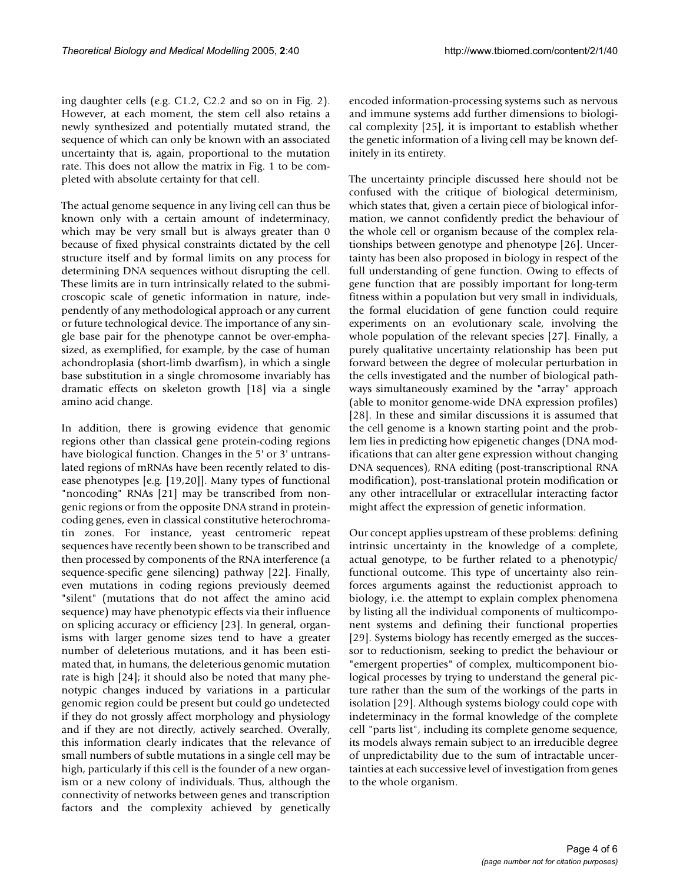ing daughter cells (e.g. C1.2, C2.2 and so on in Fig. 2). However, at each moment, the stem cell also retains a newly synthesized and potentially mutated strand, the sequence of which can only be known with an associated uncertainty that is, again, proportional to the mutation rate. This does not allow the matrix in Fig. 1 to be completed with absolute certainty for that cell.

The actual genome sequence in any living cell can thus be known only with a certain amount of indeterminacy, which may be very small but is always greater than 0 because of fixed physical constraints dictated by the cell structure itself and by formal limits on any process for determining DNA sequences without disrupting the cell. These limits are in turn intrinsically related to the submicroscopic scale of genetic information in nature, independently of any methodological approach or any current or future technological device. The importance of any single base pair for the phenotype cannot be over-emphasized, as exemplified, for example, by the case of human achondroplasia (short-limb dwarfism), in which a single base substitution in a single chromosome invariably has dramatic effects on skeleton growth [18] via a single amino acid change.

In addition, there is growing evidence that genomic regions other than classical gene protein-coding regions have biological function. Changes in the 5' or 3' untranslated regions of mRNAs have been recently related to disease phenotypes [e.g. [19,20]]. Many types of functional "noncoding" RNAs [21] may be transcribed from nongenic regions or from the opposite DNA strand in protein-coding genes, even in classical constitutive heterochromatin zones. For instance, yeast centromeric repeat sequences have recently been shown to be transcribed and then processed by components of the RNA interference (a sequence-specific gene silencing) pathway [22]. Finally, even mutations in coding regions previously deemed "silent" (mutations that do not affect the amino acid sequence) may have phenotypic effects via their influence on splicing accuracy or efficiency [23]. In general, organisms with larger genome sizes tend to have a greater number of deleterious mutations, and it has been estimated that, in humans, the deleterious genomic mutation rate is high [24]; it should also be noted that many phenotypic changes induced by variations in a particular genomic region could be present but could go undetected if they do not grossly affect morphology and physiology and if they are not directly, actively searched. Overally, this information clearly indicates that the relevance of small numbers of subtle mutations in a single cell may be high, particularly if this cell is the founder of a new organism or a new colony of individuals. Thus, although the connectivity of networks between genes and transcription factors and the complexity achieved by genetically encoded information-processing systems such as nervous and immune systems add further dimensions to biological complexity [25], it is important to establish whether the genetic information of a living cell may be known definitely in its entirety.

The uncertainty principle discussed here should not be confused with the critique of biological determinism, which states that, given a certain piece of biological information, we cannot confidently predict the behaviour of the whole cell or organism because of the complex relationships between genotype and phenotype [26]. Uncertainty has been also proposed in biology in respect of the full understanding of gene function. Owing to effects of gene function that are possibly important for long-term fitness within a population but very small in individuals, the formal elucidation of gene function could require experiments on an evolutionary scale, involving the whole population of the relevant species [27]. Finally, a purely qualitative uncertainty relationship has been put forward between the degree of molecular perturbation in the cells investigated and the number of biological pathways simultaneously examined by the "array" approach (able to monitor genome-wide DNA expression profiles) [28]. In these and similar discussions it is assumed that the cell genome is a known starting point and the problem lies in predicting how epigenetic changes (DNA modifications that can alter gene expression without changing DNA sequences), RNA editing (post-transcriptional RNA modification), post-translational protein modification or any other intracellular or extracellular interacting factor might affect the expression of genetic information.

Our concept applies upstream of these problems: defining intrinsic uncertainty in the knowledge of a complete, actual genotype, to be further related to a phenotypic/ functional outcome. This type of uncertainty also reinforces arguments against the reductionist approach to biology, i.e. the attempt to explain complex phenomena by listing all the individual components of multicomponent systems and defining their functional properties [29]. Systems biology has recently emerged as the successor to reductionism, seeking to predict the behaviour or "emergent properties" of complex, multicomponent biological processes by trying to understand the general picture rather than the sum of the workings of the parts in isolation [29]. Although systems biology could cope with indeterminacy in the formal knowledge of the complete cell "parts list", including its complete genome sequence, its models always remain subject to an irreducible degree of unpredictability due to the sum of intractable uncertainties at each successive level of investigation from genes to the whole organism.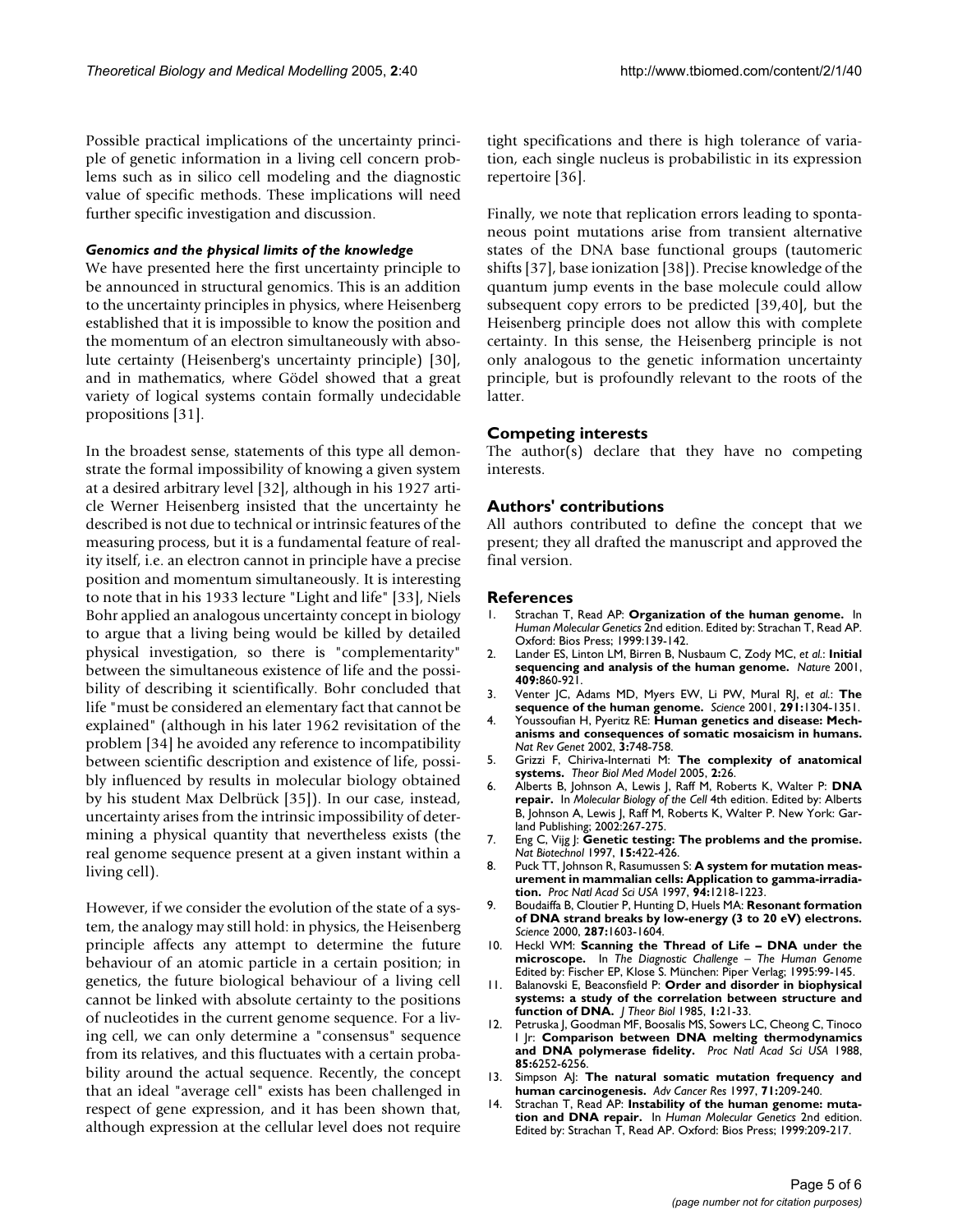Possible practical implications of the uncertainty principle of genetic information in a living cell concern problems such as in silico cell modeling and the diagnostic value of specific methods. These implications will need further specific investigation and discussion.

### *Genomics and the physical limits of the knowledge*

We have presented here the first uncertainty principle to be announced in structural genomics. This is an addition to the uncertainty principles in physics, where Heisenberg established that it is impossible to know the position and the momentum of an electron simultaneously with absolute certainty (Heisenberg's uncertainty principle) [30], and in mathematics, where Gödel showed that a great variety of logical systems contain formally undecidable propositions [31].

In the broadest sense, statements of this type all demonstrate the formal impossibility of knowing a given system at a desired arbitrary level [32], although in his 1927 article Werner Heisenberg insisted that the uncertainty he described is not due to technical or intrinsic features of the measuring process, but it is a fundamental feature of reality itself, i.e. an electron cannot in principle have a precise position and momentum simultaneously. It is interesting to note that in his 1933 lecture "Light and life" [33], Niels Bohr applied an analogous uncertainty concept in biology to argue that a living being would be killed by detailed physical investigation, so there is "complementarity" between the simultaneous existence of life and the possibility of describing it scientifically. Bohr concluded that life "must be considered an elementary fact that cannot be explained" (although in his later 1962 revisitation of the problem [34] he avoided any reference to incompatibility between scientific description and existence of life, possibly influenced by results in molecular biology obtained by his student Max Delbrück [35]). In our case, instead, uncertainty arises from the intrinsic impossibility of determining a physical quantity that nevertheless exists (the real genome sequence present at a given instant within a living cell).

However, if we consider the evolution of the state of a system, the analogy may still hold: in physics, the Heisenberg principle affects any attempt to determine the future behaviour of an atomic particle in a certain position; in genetics, the future biological behaviour of a living cell cannot be linked with absolute certainty to the positions of nucleotides in the current genome sequence. For a living cell, we can only determine a "consensus" sequence from its relatives, and this fluctuates with a certain probability around the actual sequence. Recently, the concept that an ideal "average cell" exists has been challenged in respect of gene expression, and it has been shown that, although expression at the cellular level does not require tight specifications and there is high tolerance of variation, each single nucleus is probabilistic in its expression repertoire [36].

Finally, we note that replication errors leading to spontaneous point mutations arise from transient alternative states of the DNA base functional groups (tautomeric shifts [37], base ionization [38]). Precise knowledge of the quantum jump events in the base molecule could allow subsequent copy errors to be predicted [39,40], but the Heisenberg principle does not allow this with complete certainty. In this sense, the Heisenberg principle is not only analogous to the genetic information uncertainty principle, but is profoundly relevant to the roots of the latter.

## Competing interests

The author(s) declare that they have no competing interests.

## Authors' contributions

All authors contributed to define the concept that we present; they all drafted the manuscript and approved the final version.

## References

1. Strachan T, Read AP: **Organization of the human genome.** In *Human Molecular Genetics* 2nd edition. Edited by: Strachan T, Read AP. Oxford: Bios Press; 1999:139-142.
2. Lander ES, Linton LM, Birren B, Nusbaum C, Zody MC, *et al.*: **Initial sequencing and analysis of the human genome.** *Nature* 2001, **409:**860-921.
3. Venter JC, Adams MD, Myers EW, Li PW, Mural RJ, *et al.*: **The sequence of the human genome.** *Science* 2001, **291:**1304-1351.
4. Youssoufian H, Pyeritz RE: **Human genetics and disease: Mechanisms and consequences of somatic mosaicism in humans.** *Nat Rev Genet* 2002, **3:**748-758.
5. Grizzi F, Chiriva-Internati M: **The complexity of anatomical systems.** *Theor Biol Med Model* 2005, **2:**26.
6. Alberts B, Johnson A, Lewis J, Raff M, Roberts K, Walter P: **DNA repair.** In *Molecular Biology of the Cell* 4th edition. Edited by: Alberts B, Johnson A, Lewis J, Raff M, Roberts K, Walter P. New York: Garland Publishing; 2002:267-275.
7. Eng C, Vijg J: **Genetic testing: The problems and the promise.** *Nat Biotechnol* 1997, **15:**422-426.
8. Puck TT, Johnson R, Rasumussen S: **A system for mutation measurement in mammalian cells: Application to gamma-irradiation.** *Proc Natl Acad Sci USA* 1997, **94:**1218-1223.
9. Boudaiffa B, Cloutier P, Hunting D, Huels MA: **Resonant formation of DNA strand breaks by low-energy (3 to 20 eV) electrons.** *Science* 2000, **287:**1603-1604.
10. Heckl WM: **Scanning the Thread of Life – DNA under the microscope.** In *The Diagnostic Challenge – The Human Genome* Edited by: Fischer EP, Klose S. München: Piper Verlag; 1995:99-145.
11. Balanovski E, Beaconsfield P: **Order and disorder in biophysical systems: a study of the correlation between structure and function of DNA.** *J Theor Biol* 1985, **1:**21-33.
12. Petruska J, Goodman MF, Boosalis MS, Sowers LC, Cheong C, Tinoco I Jr: **Comparison between DNA melting thermodynamics and DNA polymerase fidelity.** *Proc Natl Acad Sci USA* 1988, **85:**6252-6256.
13. Simpson AJ: **The natural somatic mutation frequency and human carcinogenesis.** *Adv Cancer Res* 1997, **71:**209-240.
14. Strachan T, Read AP: **Instability of the human genome: mutation and DNA repair.** In *Human Molecular Genetics* 2nd edition. Edited by: Strachan T, Read AP. Oxford: Bios Press; 1999:209-217.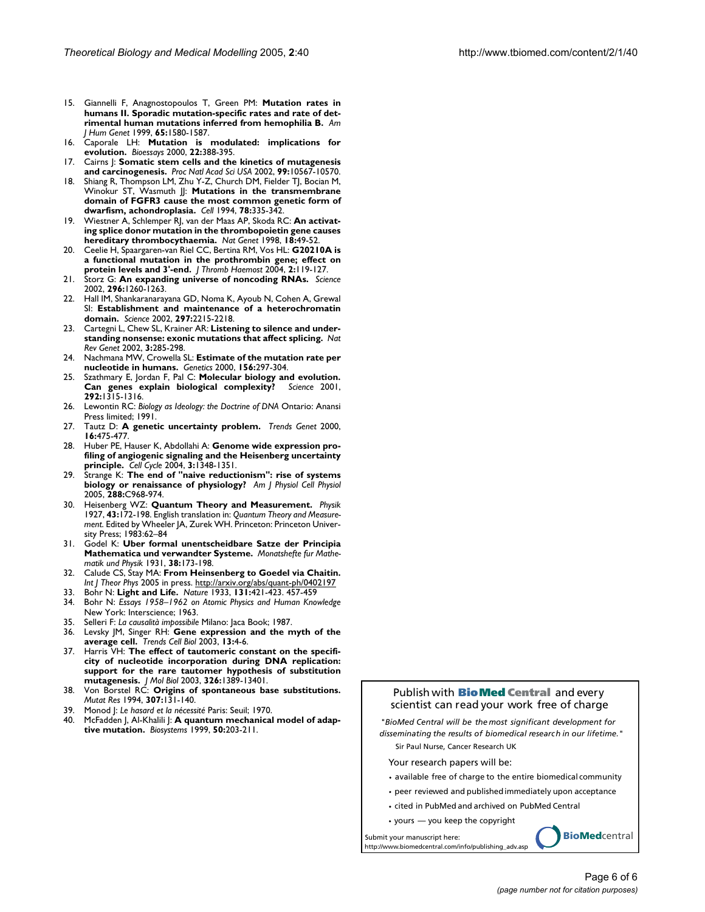15. Giannelli F, Anagnostopoulos T, Green PM: **Mutation rates in humans II. Sporadic mutation-specific rates and rate of detrimental human mutations inferred from hemophilia B.** *Am J Hum Genet* 1999, **65:**1580-1587.
16. Caporale LH: **Mutation is modulated: implications for evolution.** *Bioessays* 2000, **22:**388-395.
17. Cairns J: **Somatic stem cells and the kinetics of mutagenesis and carcinogenesis.** *Proc Natl Acad Sci USA* 2002, **99:**10567-10570.
18. Shiang R, Thompson LM, Zhu Y-Z, Church DM, Fielder TJ, Bocian M, Winokur ST, Wasmuth JJ: **Mutations in the transmembrane domain of FGFR3 cause the most common genetic form of dwarfism, achondroplasia.** *Cell* 1994, **78:**335-342.
19. Wiestner A, Schlemper RJ, van der Maas AP, Skoda RC: **An activating splice donor mutation in the thrombopoietin gene causes hereditary thrombocythaemia.** *Nat Genet* 1998, **18:**49-52.
20. Ceelie H, Spaargaren-van Riel CC, Bertina RM, Vos HL: **G20210A is a functional mutation in the prothrombin gene; effect on protein levels and 3'-end.** *J Thromb Haemost* 2004, **2:**119-127.
21. Storz G: **An expanding universe of noncoding RNAs.** *Science* 2002, **296:**1260-1263.
22. Hall IM, Shankaranarayana GD, Noma K, Ayoub N, Cohen A, Grewal SI: **Establishment and maintenance of a heterochromatin domain.** *Science* 2002, **297:**2215-2218.
23. Cartegni L, Chew SL, Krainer AR: **Listening to silence and understanding nonsense: exonic mutations that affect splicing.** *Nat Rev Genet* 2002, **3:**285-298.
24. Nachmana MW, Crowella SL: **Estimate of the mutation rate per nucleotide in humans.** *Genetics* 2000, **156:**297-304.
25. Szathmary E, Jordan F, Pal C: **Molecular biology and evolution. Can genes explain biological complexity?** *Science* 2001, **292:**1315-1316.
26. Lewontin RC: *Biology as Ideology: the Doctrine of DNA* Ontario: Anansi Press limited; 1991.
27. Tautz D: **A genetic uncertainty problem.** *Trends Genet* 2000, **16:**475-477.
28. Huber PE, Hauser K, Abdollahi A: **Genome wide expression profiling of angiogenic signaling and the Heisenberg uncertainty principle.** *Cell Cycle* 2004, **3:**1348-1351.
29. Strange K: **The end of "naive reductionism": rise of systems biology or renaissance of physiology?** *Am J Physiol Cell Physiol* 2005, **288:**C968-974.
30. Heisenberg WZ: **Quantum Theory and Measurement.** *Physik* 1927, **43:**172-198. English translation in: *Quantum Theory and Measurement.* Edited by Wheeler JA, Zurek WH. Princeton: Princeton University Press; 1983:62–84
31. Godel K: **Uber formal unentscheidbare Satze der Principia Mathematica und verwandter Systeme.** *Monatshefte fur Mathematik und Physik* 1931, **38:**173-198.
32. Calude CS, Stay MA: **From Heinsenberg to Goedel via Chaitin.** *Int J Theor Phys* 2005 in press. http://arxiv.org/abs/quant-ph/0402197
33. Bohr N: **Light and Life.** *Nature* 1933, **131:**421-423. 457-459
34. Bohr N: *Essays 1958–1962 on Atomic Physics and Human Knowledge* New York: Interscience; 1963.
35. Selleri F: *La causalità impossibile* Milano: Jaca Book; 1987.
36. Levsky JM, Singer RH: **Gene expression and the myth of the average cell.** *Trends Cell Biol* 2003, **13:**4-6.
37. Harris VH: **The effect of tautomeric constant on the specificity of nucleotide incorporation during DNA replication: support for the rare tautomer hypothesis of substitution mutagenesis.** *J Mol Biol* 2003, **326:**1389-13401.
38. Von Borstel RC: **Origins of spontaneous base substitutions.** *Mutat Res* 1994, **307:**131-140.
39. Monod J: *Le hasard et la nécessité* Paris: Seuil; 1970.
40. McFadden J, Al-Khalili J: **A quantum mechanical model of adaptive mutation.** *Biosystems* 1999, **50:**203-211.

Publish with **BioMed Central** and every scientist can read your work free of charge

*"BioMed Central will be the most significant development for disseminating the results of biomedical research in our lifetime."*

Sir Paul Nurse, Cancer Research UK

Your research papers will be:

- available free of charge to the entire biomedical community
- peer reviewed and published immediately upon acceptance
- cited in PubMed and archived on PubMed Central
- yours — you keep the copyright

Submit your manuscript here:
http://www.biomedcentral.com/info/publishing_adv.asp

**BioMed**central